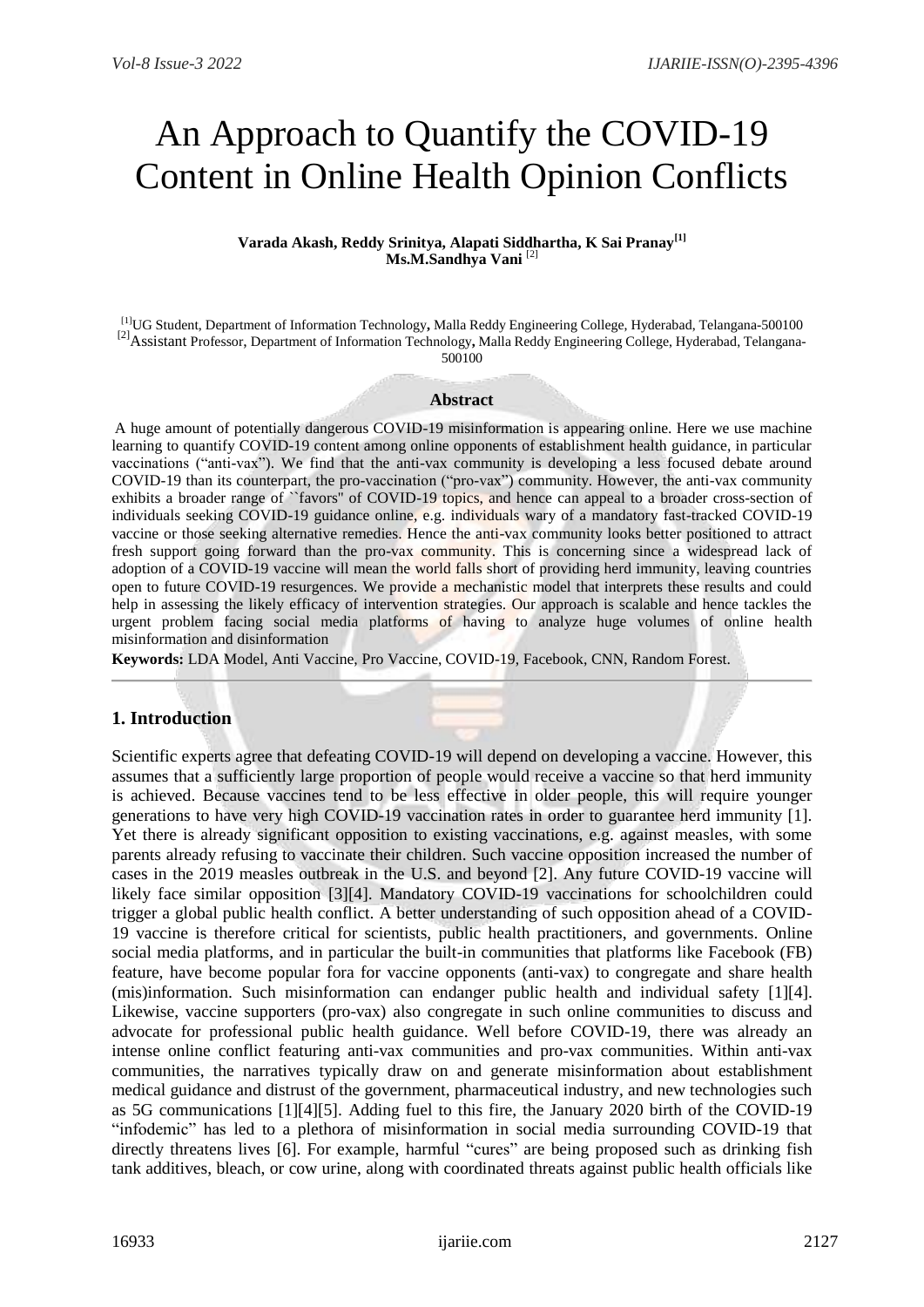# An Approach to Quantify the COVID-19 Content in Online Health Opinion Conflicts

**Varada Akash, Reddy Srinitya, Alapati Siddhartha, K Sai Pranay[1]**
**Ms.M.Sandhya Vani [2]**

[1]UG Student, Department of Information Technology, Malla Reddy Engineering College, Hyderabad, Telangana-500100
[2]Assistant Professor, Department of Information Technology, Malla Reddy Engineering College, Hyderabad, Telangana-500100

### Abstract

A huge amount of potentially dangerous COVID-19 misinformation is appearing online. Here we use machine learning to quantify COVID-19 content among online opponents of establishment health guidance, in particular vaccinations ("anti-vax"). We find that the anti-vax community is developing a less focused debate around COVID-19 than its counterpart, the pro-vaccination ("pro-vax") community. However, the anti-vax community exhibits a broader range of ``favors'' of COVID-19 topics, and hence can appeal to a broader cross-section of individuals seeking COVID-19 guidance online, e.g. individuals wary of a mandatory fast-tracked COVID-19 vaccine or those seeking alternative remedies. Hence the anti-vax community looks better positioned to attract fresh support going forward than the pro-vax community. This is concerning since a widespread lack of adoption of a COVID-19 vaccine will mean the world falls short of providing herd immunity, leaving countries open to future COVID-19 resurgences. We provide a mechanistic model that interprets these results and could help in assessing the likely efficacy of intervention strategies. Our approach is scalable and hence tackles the urgent problem facing social media platforms of having to analyze huge volumes of online health misinformation and disinformation

**Keywords:** LDA Model, Anti Vaccine, Pro Vaccine, COVID-19, Facebook, CNN, Random Forest.

## 1. Introduction

Scientific experts agree that defeating COVID-19 will depend on developing a vaccine. However, this assumes that a sufficiently large proportion of people would receive a vaccine so that herd immunity is achieved. Because vaccines tend to be less effective in older people, this will require younger generations to have very high COVID-19 vaccination rates in order to guarantee herd immunity [1]. Yet there is already significant opposition to existing vaccinations, e.g. against measles, with some parents already refusing to vaccinate their children. Such vaccine opposition increased the number of cases in the 2019 measles outbreak in the U.S. and beyond [2]. Any future COVID-19 vaccine will likely face similar opposition [3][4]. Mandatory COVID-19 vaccinations for schoolchildren could trigger a global public health conflict. A better understanding of such opposition ahead of a COVID-19 vaccine is therefore critical for scientists, public health practitioners, and governments. Online social media platforms, and in particular the built-in communities that platforms like Facebook (FB) feature, have become popular fora for vaccine opponents (anti-vax) to congregate and share health (mis)information. Such misinformation can endanger public health and individual safety [1][4]. Likewise, vaccine supporters (pro-vax) also congregate in such online communities to discuss and advocate for professional public health guidance. Well before COVID-19, there was already an intense online conflict featuring anti-vax communities and pro-vax communities. Within anti-vax communities, the narratives typically draw on and generate misinformation about establishment medical guidance and distrust of the government, pharmaceutical industry, and new technologies such as 5G communications [1][4][5]. Adding fuel to this fire, the January 2020 birth of the COVID-19 "infodemic" has led to a plethora of misinformation in social media surrounding COVID-19 that directly threatens lives [6]. For example, harmful "cures" are being proposed such as drinking fish tank additives, bleach, or cow urine, along with coordinated threats against public health officials like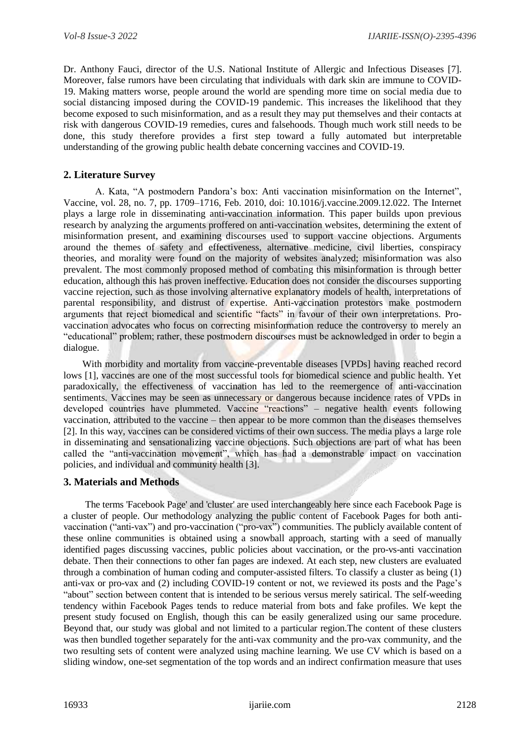Dr. Anthony Fauci, director of the U.S. National Institute of Allergic and Infectious Diseases [7]. Moreover, false rumors have been circulating that individuals with dark skin are immune to COVID-19. Making matters worse, people around the world are spending more time on social media due to social distancing imposed during the COVID-19 pandemic. This increases the likelihood that they become exposed to such misinformation, and as a result they may put themselves and their contacts at risk with dangerous COVID-19 remedies, cures and falsehoods. Though much work still needs to be done, this study therefore provides a first step toward a fully automated but interpretable understanding of the growing public health debate concerning vaccines and COVID-19.

## 2. Literature Survey

A. Kata, "A postmodern Pandora's box: Anti vaccination misinformation on the Internet", Vaccine, vol. 28, no. 7, pp. 1709–1716, Feb. 2010, doi: 10.1016/j.vaccine.2009.12.022. The Internet plays a large role in disseminating anti-vaccination information. This paper builds upon previous research by analyzing the arguments proffered on anti-vaccination websites, determining the extent of misinformation present, and examining discourses used to support vaccine objections. Arguments around the themes of safety and effectiveness, alternative medicine, civil liberties, conspiracy theories, and morality were found on the majority of websites analyzed; misinformation was also prevalent. The most commonly proposed method of combating this misinformation is through better education, although this has proven ineffective. Education does not consider the discourses supporting vaccine rejection, such as those involving alternative explanatory models of health, interpretations of parental responsibility, and distrust of expertise. Anti-vaccination protestors make postmodern arguments that reject biomedical and scientific "facts" in favour of their own interpretations. Pro-vaccination advocates who focus on correcting misinformation reduce the controversy to merely an "educational" problem; rather, these postmodern discourses must be acknowledged in order to begin a dialogue.

With morbidity and mortality from vaccine-preventable diseases [VPDs] having reached record lows [1], vaccines are one of the most successful tools for biomedical science and public health. Yet paradoxically, the effectiveness of vaccination has led to the reemergence of anti-vaccination sentiments. Vaccines may be seen as unnecessary or dangerous because incidence rates of VPDs in developed countries have plummeted. Vaccine "reactions" – negative health events following vaccination, attributed to the vaccine – then appear to be more common than the diseases themselves [2]. In this way, vaccines can be considered victims of their own success. The media plays a large role in disseminating and sensationalizing vaccine objections. Such objections are part of what has been called the "anti-vaccination movement", which has had a demonstrable impact on vaccination policies, and individual and community health [3].

## 3. Materials and Methods

The terms 'Facebook Page' and 'cluster' are used interchangeably here since each Facebook Page is a cluster of people. Our methodology analyzing the public content of Facebook Pages for both anti-vaccination ("anti-vax") and pro-vaccination ("pro-vax") communities. The publicly available content of these online communities is obtained using a snowball approach, starting with a seed of manually identified pages discussing vaccines, public policies about vaccination, or the pro-vs-anti vaccination debate. Then their connections to other fan pages are indexed. At each step, new clusters are evaluated through a combination of human coding and computer-assisted filters. To classify a cluster as being (1) anti-vax or pro-vax and (2) including COVID-19 content or not, we reviewed its posts and the Page's "about" section between content that is intended to be serious versus merely satirical. The self-weeding tendency within Facebook Pages tends to reduce material from bots and fake profiles. We kept the present study focused on English, though this can be easily generalized using our same procedure. Beyond that, our study was global and not limited to a particular region.The content of these clusters was then bundled together separately for the anti-vax community and the pro-vax community, and the two resulting sets of content were analyzed using machine learning. We use CV which is based on a sliding window, one-set segmentation of the top words and an indirect confirmation measure that uses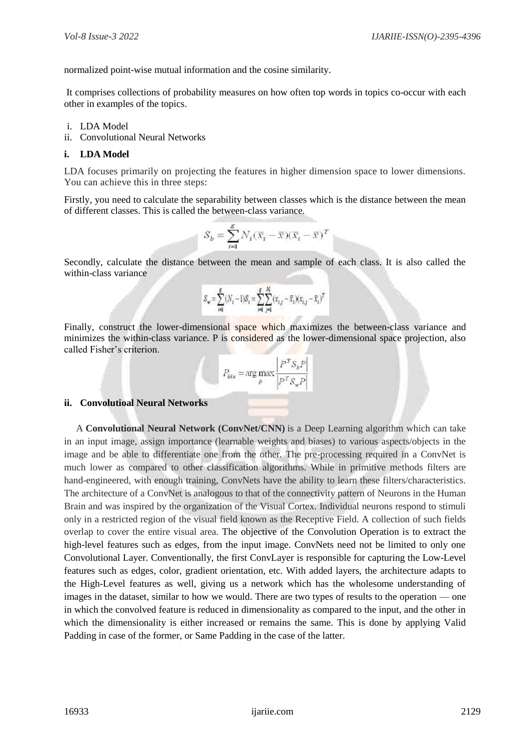normalized point-wise mutual information and the cosine similarity.

It comprises collections of probability measures on how often top words in topics co-occur with each other in examples of the topics.

i. LDA Model
ii. Convolutional Neural Networks

**i. LDA Model**

LDA focuses primarily on projecting the features in higher dimension space to lower dimensions. You can achieve this in three steps:

Firstly, you need to calculate the separability between classes which is the distance between the mean of different classes. This is called the between-class variance.

$$S_b = \sum_{i=1}^{g} N_i (\bar{x}_i - \bar{x})(\bar{x}_i - \bar{x})^T$$

Secondly, calculate the distance between the mean and sample of each class. It is also called the within-class variance

$$S_w = \sum_{i=1}^{g} (N_i - 1) S_i = \sum_{i=1}^{g} \sum_{j=1}^{N_i} (x_{i,j} - \bar{x}_i)(x_{i,j} - \bar{x}_i)^T$$

Finally, construct the lower-dimensional space which maximizes the between-class variance and minimizes the within-class variance. P is considered as the lower-dimensional space projection, also called Fisher's criterion.

$$P_{lda} = \arg\max_{P} \frac{\left| P^T S_b P \right|}{\left| P^T S_w P \right|}$$

**ii. Convolutioal Neural Networks**

A **Convolutional Neural Network (ConvNet/CNN)** is a Deep Learning algorithm which can take in an input image, assign importance (learnable weights and biases) to various aspects/objects in the image and be able to differentiate one from the other. The pre-processing required in a ConvNet is much lower as compared to other classification algorithms. While in primitive methods filters are hand-engineered, with enough training, ConvNets have the ability to learn these filters/characteristics. The architecture of a ConvNet is analogous to that of the connectivity pattern of Neurons in the Human Brain and was inspired by the organization of the Visual Cortex. Individual neurons respond to stimuli only in a restricted region of the visual field known as the Receptive Field. A collection of such fields overlap to cover the entire visual area. The objective of the Convolution Operation is to extract the high-level features such as edges, from the input image. ConvNets need not be limited to only one Convolutional Layer. Conventionally, the first ConvLayer is responsible for capturing the Low-Level features such as edges, color, gradient orientation, etc. With added layers, the architecture adapts to the High-Level features as well, giving us a network which has the wholesome understanding of images in the dataset, similar to how we would. There are two types of results to the operation — one in which the convolved feature is reduced in dimensionality as compared to the input, and the other in which the dimensionality is either increased or remains the same. This is done by applying Valid Padding in case of the former, or Same Padding in the case of the latter.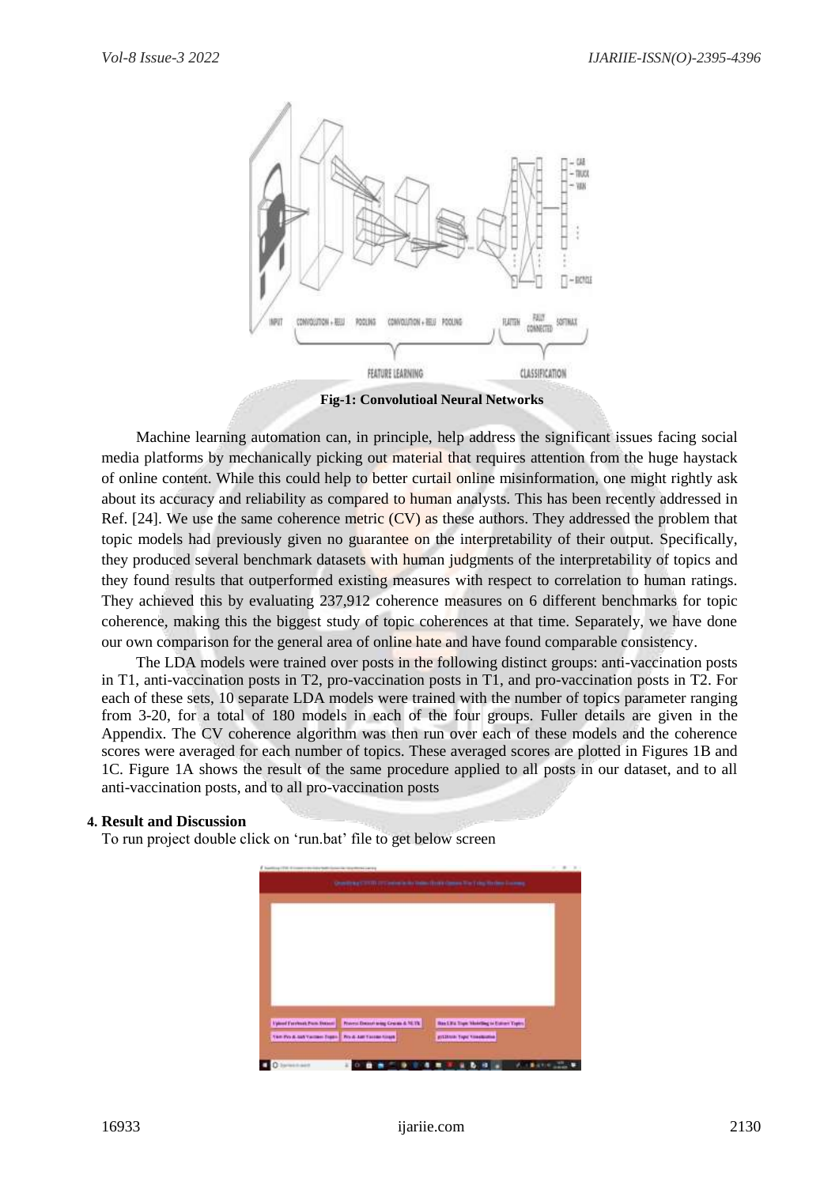Fig-1: Convolutioal Neural Networks

Machine learning automation can, in principle, help address the significant issues facing social media platforms by mechanically picking out material that requires attention from the huge haystack of online content. While this could help to better curtail online misinformation, one might rightly ask about its accuracy and reliability as compared to human analysts. This has been recently addressed in Ref. [24]. We use the same coherence metric (CV) as these authors. They addressed the problem that topic models had previously given no guarantee on the interpretability of their output. Specifically, they produced several benchmark datasets with human judgments of the interpretability of topics and they found results that outperformed existing measures with respect to correlation to human ratings. They achieved this by evaluating 237,912 coherence measures on 6 different benchmarks for topic coherence, making this the biggest study of topic coherences at that time. Separately, we have done our own comparison for the general area of online hate and have found comparable consistency.

The LDA models were trained over posts in the following distinct groups: anti-vaccination posts in T1, anti-vaccination posts in T2, pro-vaccination posts in T1, and pro-vaccination posts in T2. For each of these sets, 10 separate LDA models were trained with the number of topics parameter ranging from 3-20, for a total of 180 models in each of the four groups. Fuller details are given in the Appendix. The CV coherence algorithm was then run over each of these models and the coherence scores were averaged for each number of topics. These averaged scores are plotted in Figures 1B and 1C. Figure 1A shows the result of the same procedure applied to all posts in our dataset, and to all anti-vaccination posts, and to all pro-vaccination posts

## 4. Result and Discussion

To run project double click on 'run.bat' file to get below screen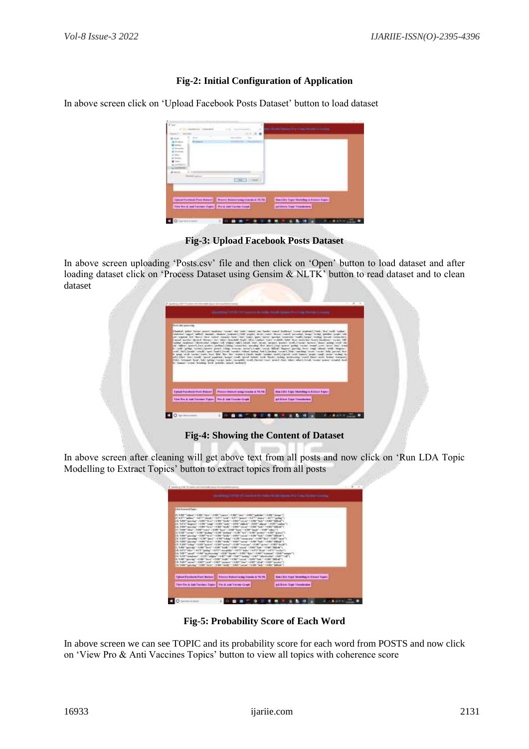**Fig-2: Initial Configuration of Application**

In above screen click on 'Upload Facebook Posts Dataset' button to load dataset

**Fig-3: Upload Facebook Posts Dataset**

In above screen uploading 'Posts.csv' file and then click on 'Open' button to load dataset and after loading dataset click on 'Process Dataset using Gensim & NLTK' button to read dataset and to clean dataset

**Fig-4: Showing the Content of Dataset**

In above screen after cleaning will get above text from all posts and now click on 'Run LDA Topic Modelling to Extract Topics' button to extract topics from all posts

**Fig-5: Probability Score of Each Word**

In above screen we can see TOPIC and its probability score for each word from POSTS and now click on 'View Pro & Anti Vaccines Topics' button to view all topics with coherence score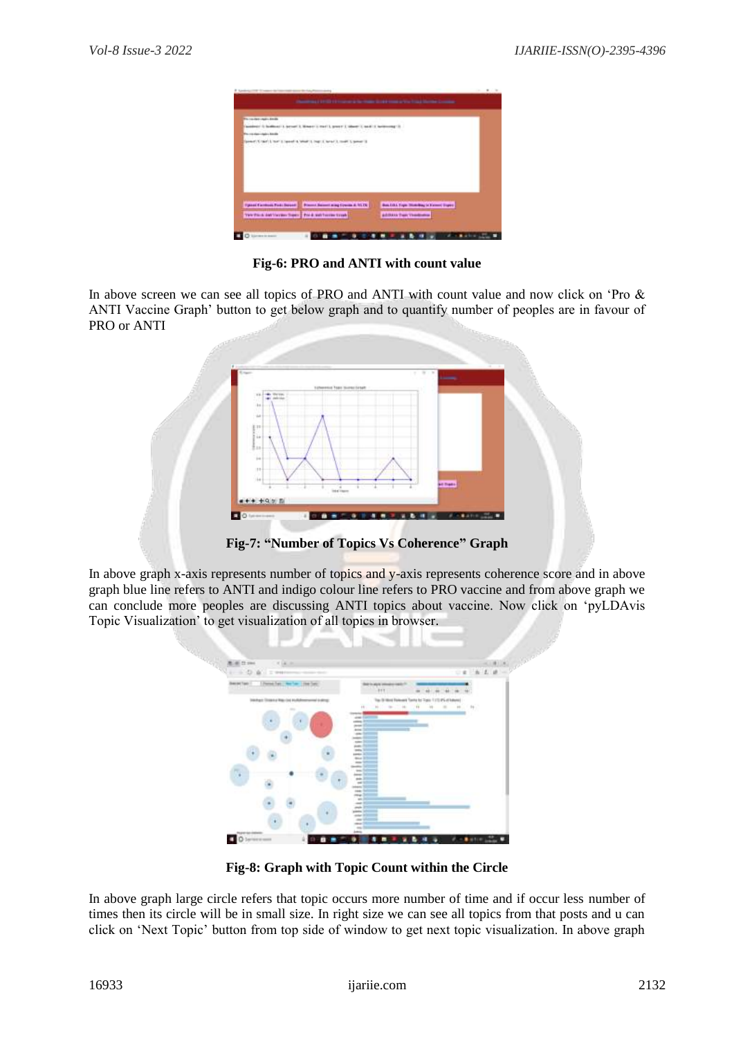Fig-6: PRO and ANTI with count value

In above screen we can see all topics of PRO and ANTI with count value and now click on 'Pro & ANTI Vaccine Graph' button to get below graph and to quantify number of peoples are in favour of PRO or ANTI

Fig-7: "Number of Topics Vs Coherence" Graph

In above graph x-axis represents number of topics and y-axis represents coherence score and in above graph blue line refers to ANTI and indigo colour line refers to PRO vaccine and from above graph we can conclude more peoples are discussing ANTI topics about vaccine. Now click on 'pyLDAvis Topic Visualization' to get visualization of all topics in browser.

Fig-8: Graph with Topic Count within the Circle

In above graph large circle refers that topic occurs more number of time and if occur less number of times then its circle will be in small size. In right size we can see all topics from that posts and u can click on 'Next Topic' button from top side of window to get next topic visualization. In above graph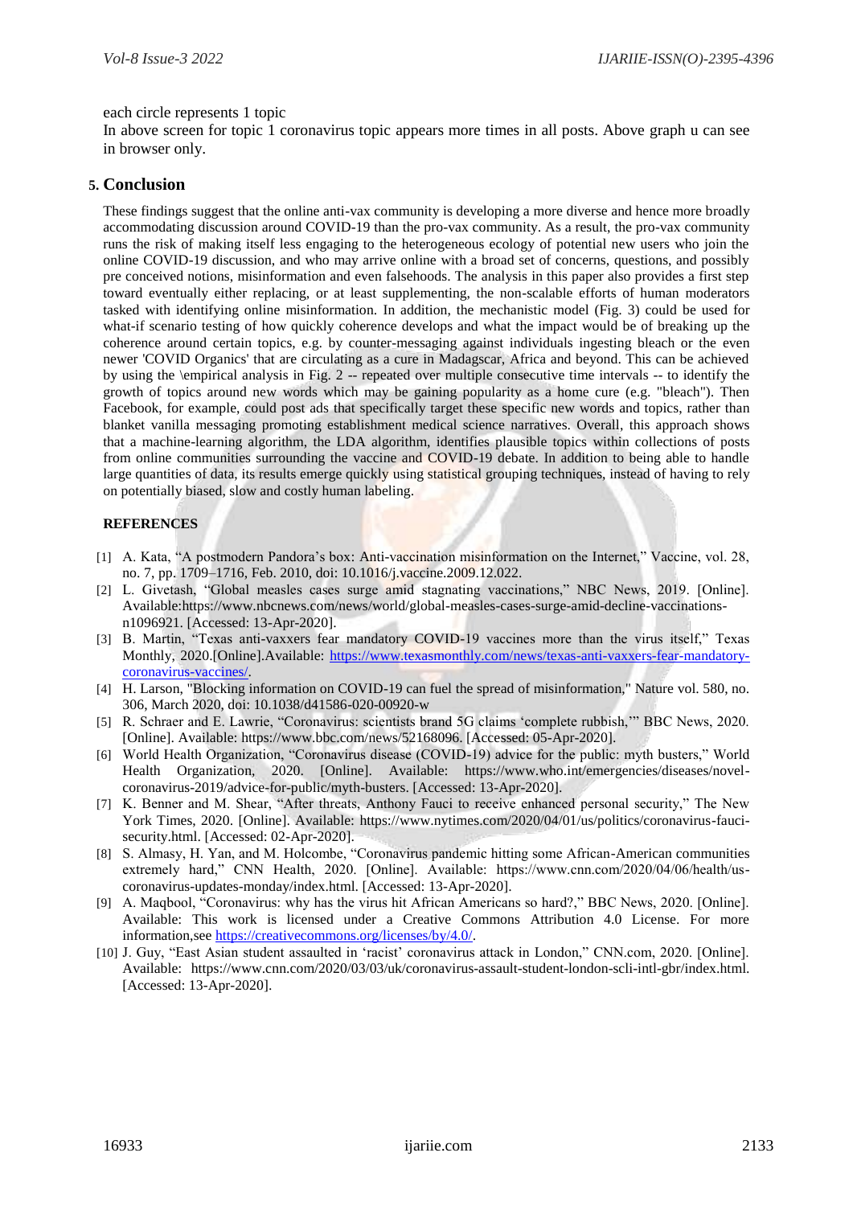each circle represents 1 topic

In above screen for topic 1 coronavirus topic appears more times in all posts. Above graph u can see in browser only.

## 5. Conclusion

These findings suggest that the online anti-vax community is developing a more diverse and hence more broadly accommodating discussion around COVID-19 than the pro-vax community. As a result, the pro-vax community runs the risk of making itself less engaging to the heterogeneous ecology of potential new users who join the online COVID-19 discussion, and who may arrive online with a broad set of concerns, questions, and possibly pre conceived notions, misinformation and even falsehoods. The analysis in this paper also provides a first step toward eventually either replacing, or at least supplementing, the non-scalable efforts of human moderators tasked with identifying online misinformation. In addition, the mechanistic model (Fig. 3) could be used for what-if scenario testing of how quickly coherence develops and what the impact would be of breaking up the coherence around certain topics, e.g. by counter-messaging against individuals ingesting bleach or the even newer 'COVID Organics' that are circulating as a cure in Madagascar, Africa and beyond. This can be achieved by using the \empirical analysis in Fig. 2 -- repeated over multiple consecutive time intervals -- to identify the growth of topics around new words which may be gaining popularity as a home cure (e.g. "bleach"). Then Facebook, for example, could post ads that specifically target these specific new words and topics, rather than blanket vanilla messaging promoting establishment medical science narratives. Overall, this approach shows that a machine-learning algorithm, the LDA algorithm, identifies plausible topics within collections of posts from online communities surrounding the vaccine and COVID-19 debate. In addition to being able to handle large quantities of data, its results emerge quickly using statistical grouping techniques, instead of having to rely on potentially biased, slow and costly human labeling.

### REFERENCES

[1] A. Kata, "A postmodern Pandora's box: Anti-vaccination misinformation on the Internet," Vaccine, vol. 28, no. 7, pp. 1709–1716, Feb. 2010, doi: 10.1016/j.vaccine.2009.12.022.

[2] L. Givetash, "Global measles cases surge amid stagnating vaccinations," NBC News, 2019. [Online]. Available:https://www.nbcnews.com/news/world/global-measles-cases-surge-amid-decline-vaccinations-n1096921. [Accessed: 13-Apr-2020].

[3] B. Martin, "Texas anti-vaxxers fear mandatory COVID-19 vaccines more than the virus itself," Texas Monthly, 2020.[Online].Available: https://www.texasmonthly.com/news/texas-anti-vaxxers-fear-mandatory-coronavirus-vaccines/.

[4] H. Larson, "Blocking information on COVID-19 can fuel the spread of misinformation," Nature vol. 580, no. 306, March 2020, doi: 10.1038/d41586-020-00920-w

[5] R. Schraer and E. Lawrie, "Coronavirus: scientists brand 5G claims 'complete rubbish,'" BBC News, 2020. [Online]. Available: https://www.bbc.com/news/52168096. [Accessed: 05-Apr-2020].

[6] World Health Organization, "Coronavirus disease (COVID-19) advice for the public: myth busters," World Health Organization, 2020. [Online]. Available: https://www.who.int/emergencies/diseases/novel-coronavirus-2019/advice-for-public/myth-busters. [Accessed: 13-Apr-2020].

[7] K. Benner and M. Shear, "After threats, Anthony Fauci to receive enhanced personal security," The New York Times, 2020. [Online]. Available: https://www.nytimes.com/2020/04/01/us/politics/coronavirus-fauci-security.html. [Accessed: 02-Apr-2020].

[8] S. Almasy, H. Yan, and M. Holcombe, "Coronavirus pandemic hitting some African-American communities extremely hard," CNN Health, 2020. [Online]. Available: https://www.cnn.com/2020/04/06/health/us-coronavirus-updates-monday/index.html. [Accessed: 13-Apr-2020].

[9] A. Maqbool, "Coronavirus: why has the virus hit African Americans so hard?," BBC News, 2020. [Online]. Available: This work is licensed under a Creative Commons Attribution 4.0 License. For more information,see https://creativecommons.org/licenses/by/4.0/.

[10] J. Guy, "East Asian student assaulted in 'racist' coronavirus attack in London," CNN.com, 2020. [Online]. Available: https://www.cnn.com/2020/03/03/uk/coronavirus-assault-student-london-scli-intl-gbr/index.html. [Accessed: 13-Apr-2020].